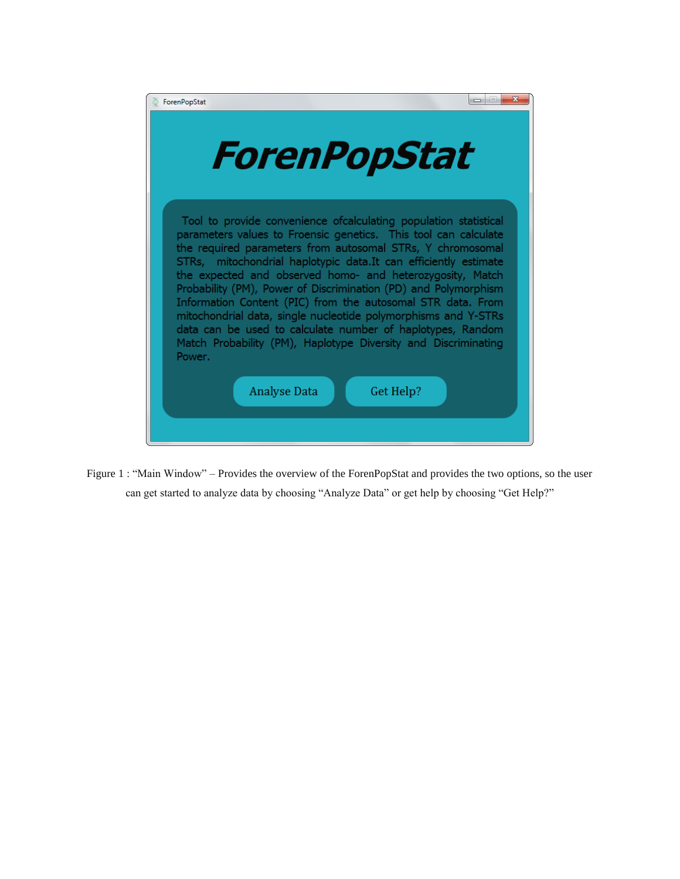ForenPopStat

# ForenPopStat

Tool to provide convenience ofcalculating population statistical parameters values to Froensic genetics. This tool can calculate the required parameters from autosomal STRs, Y chromosomal STRs, mitochondrial haplotypic data.It can efficiently estimate the expected and observed homo- and heterozygosity, Match Probability (PM), Power of Discrimination (PD) and Polymorphism Information Content (PIC) from the autosomal STR data. From mitochondrial data, single nucleotide polymorphisms and Y-STRs data can be used to calculate number of haplotypes, Random Match Probability (PM), Haplotype Diversity and Discriminating Power.

Analyse Data | Get Help?

Figure 1 : "Main Window" – Provides the overview of the ForenPopStat and provides the two options, so the user can get started to analyze data by choosing "Analyze Data" or get help by choosing "Get Help?"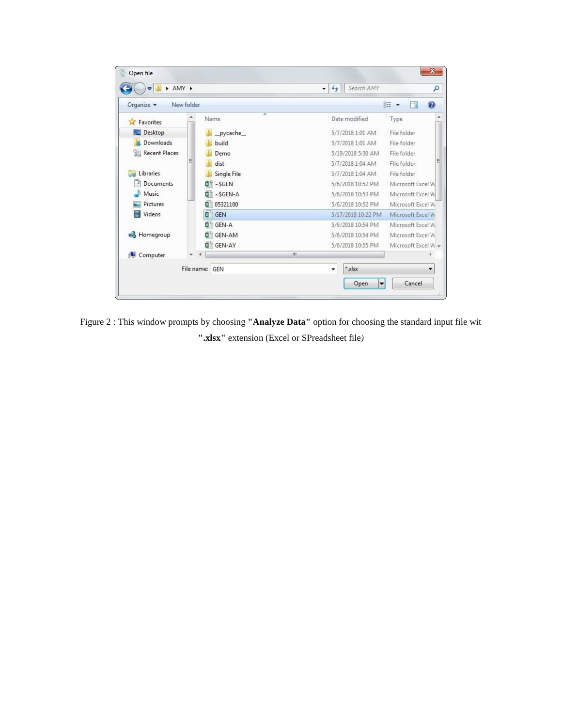Figure 2 : This window prompts by choosing **"Analyze Data"** option for choosing the standard input file wit **".xlsx"** extension (Excel or SPreadsheet file*)*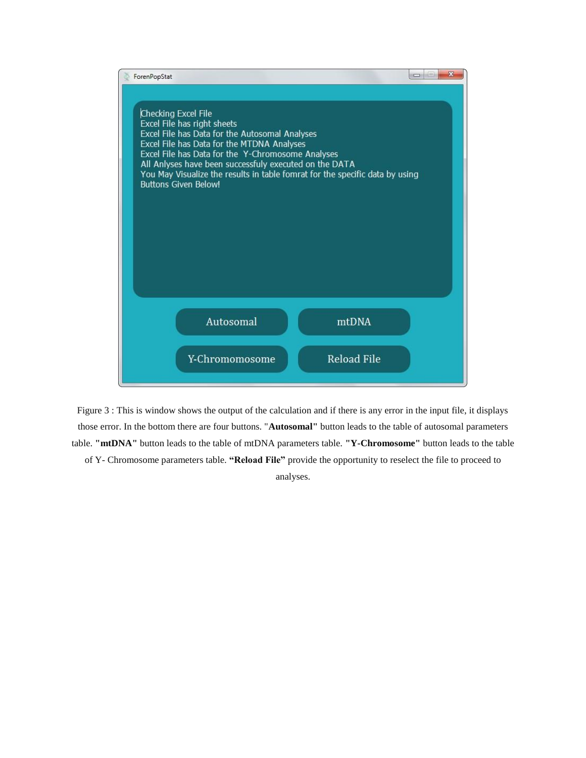Checking Excel File
Excel File has right sheets
Excel File has Data for the Autosomal Analyses
Excel File has Data for the MTDNA Analyses
Excel File has Data for the Y-Chromosome Analyses
All Anlyses have been successfuly executed on the DATA
You May Visualize the results in table fomrat for the specific data by using Buttons Given Below!

Figure 3 : This is window shows the output of the calculation and if there is any error in the input file, it displays those error. In the bottom there are four buttons. "**Autosomal"** button leads to the table of autosomal parameters table. **"mtDNA"** button leads to the table of mtDNA parameters table. **"Y-Chromosome"** button leads to the table of Y- Chromosome parameters table. **"Reload File"** provide the opportunity to reselect the file to proceed to analyses.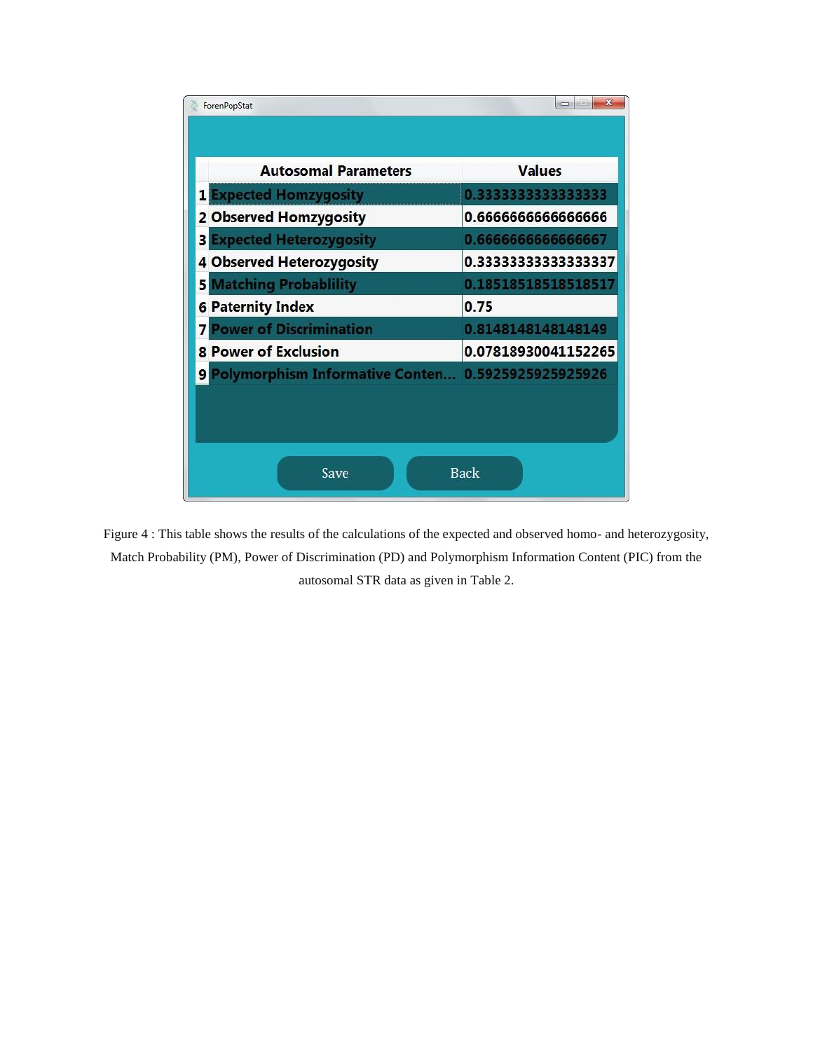ForenPopStat

| | Autosomal Parameters | Values |
|---|---|---|
| 1 | Expected Homzygosity | 0.3333333333333333 |
| 2 | Observed Homzygosity | 0.6666666666666666 |
| 3 | Expected Heterozygosity | 0.6666666666666667 |
| 4 | Observed Heterozygosity | 0.33333333333333337 |
| 5 | Matching Probablility | 0.18518518518518517 |
| 6 | Paternity Index | 0.75 |
| 7 | Power of Discrimination | 0.8148148148148149 |
| 8 | Power of Exclusion | 0.07818930041152265 |
| 9 | Polymorphism Informative Conten... | 0.5925925925925926 |

Save Back

Figure 4 : This table shows the results of the calculations of the expected and observed homo- and heterozygosity, Match Probability (PM), Power of Discrimination (PD) and Polymorphism Information Content (PIC) from the autosomal STR data as given in Table 2.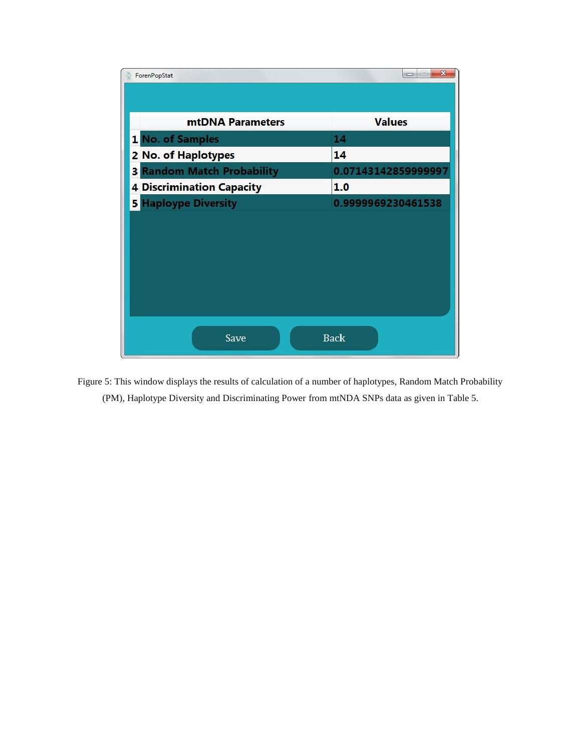| | mtDNA Parameters | Values |
|---|---|---|
| 1 | No. of Samples | 14 |
| 2 | No. of Haplotypes | 14 |
| 3 | Random Match Probability | 0.07143142859999997 |
| 4 | Discrimination Capacity | 1.0 |
| 5 | Haploype Diversity | 0.9999969230461538 |

Figure 5: This window displays the results of calculation of a number of haplotypes, Random Match Probability (PM), Haplotype Diversity and Discriminating Power from mtNDA SNPs data as given in Table 5.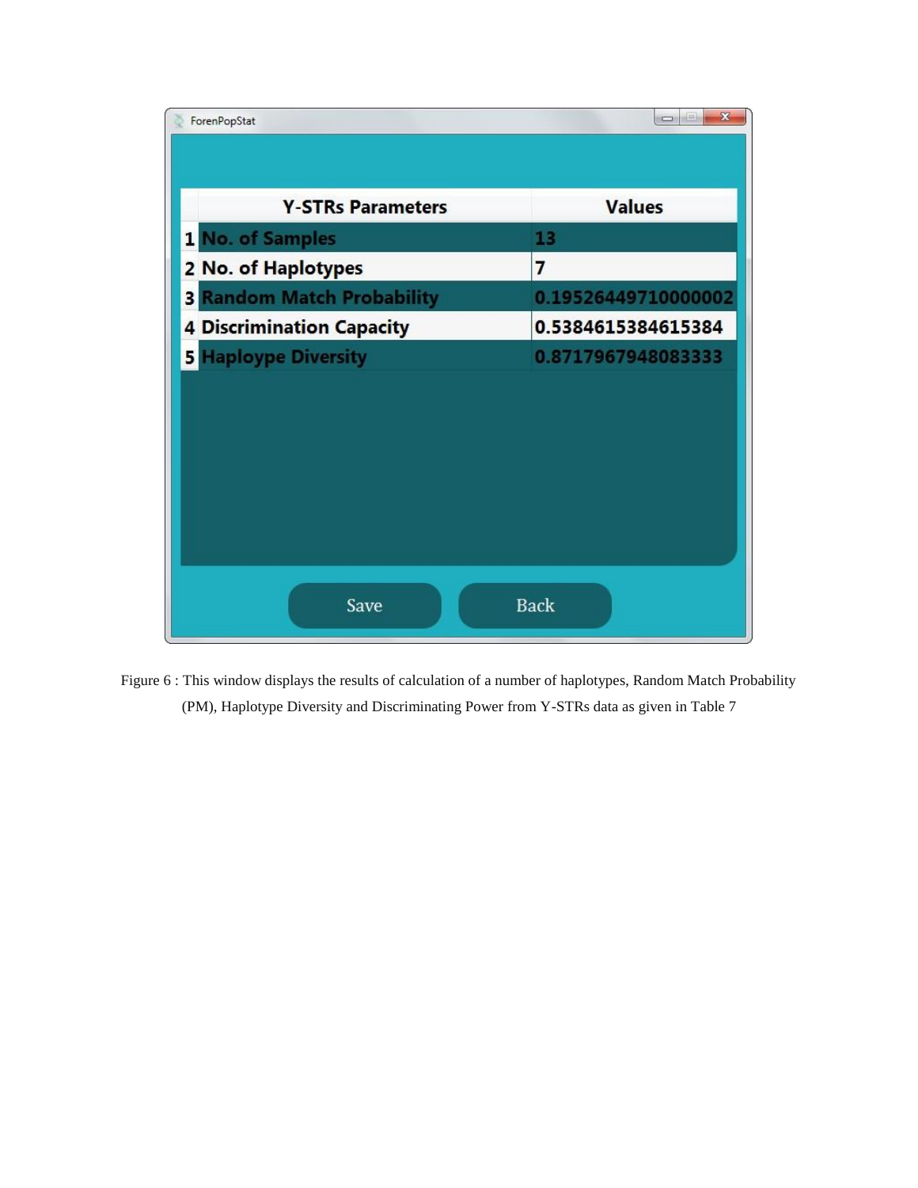ForenPopStat

| | Y-STRs Parameters | Values |
|---|---|---|
| 1 | No. of Samples | 13 |
| 2 | No. of Haplotypes | 7 |
| 3 | Random Match Probability | 0.19526449710000002 |
| 4 | Discrimination Capacity | 0.5384615384615384 |
| 5 | Haploype Diversity | 0.8717967948083333 |

Save Back

Figure 6 : This window displays the results of calculation of a number of haplotypes, Random Match Probability (PM), Haplotype Diversity and Discriminating Power from Y-STRs data as given in Table 7